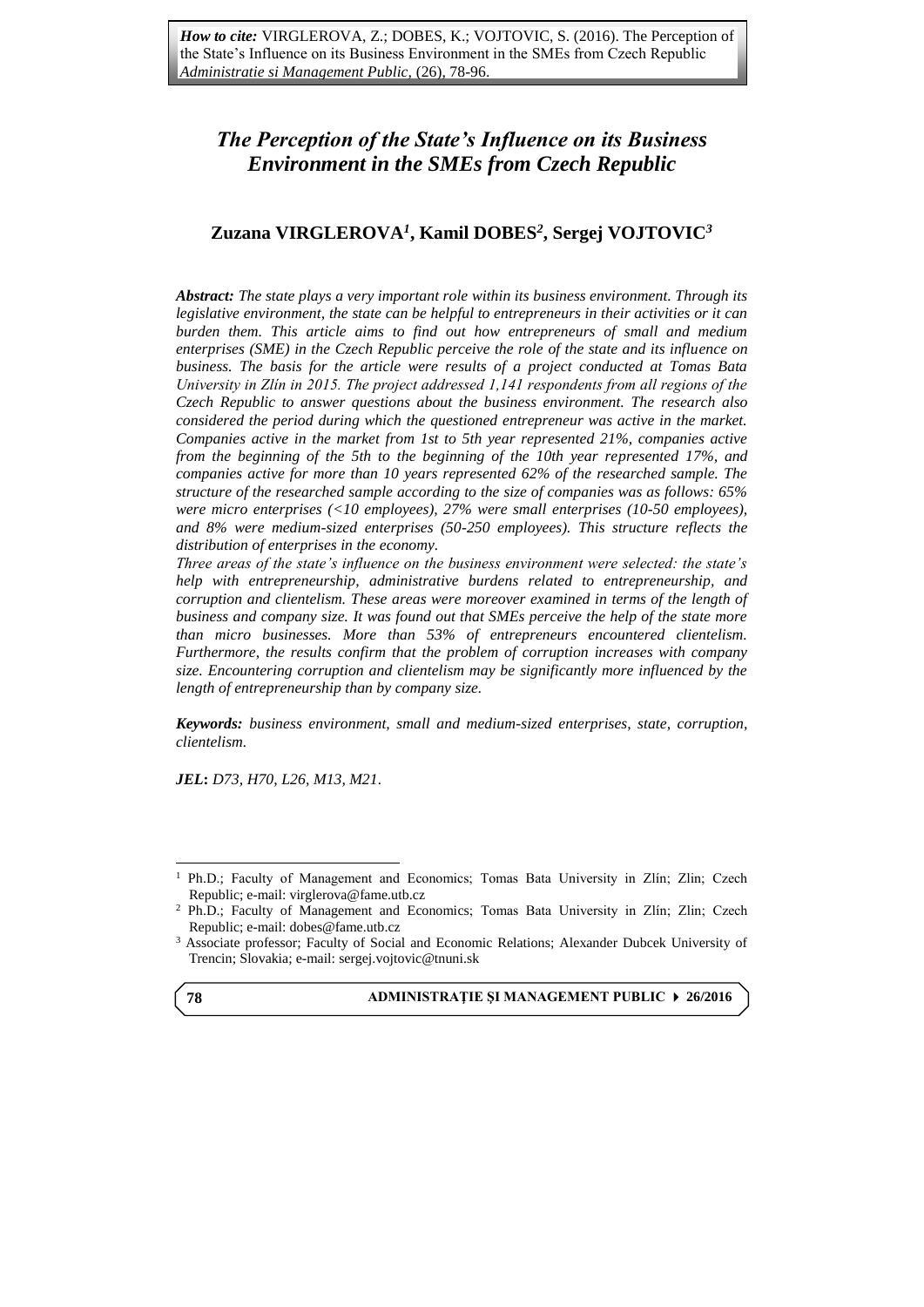*How to cite:* VIRGLEROVA, Z.; DOBES, K.; VOJTOVIC, S. (2016). The Perception of the State's Influence on its Business Environment in the SMEs from Czech Republic *Administratie si Management Public*, (26), 78-96.

# *The Perception of the State's Influence on its Business Environment in the SMEs from Czech Republic*

**Zuzana VIRGLEROVA[1], Kamil DOBES[2], Sergej VOJTOVIC[3]**

***Abstract:*** *The state plays a very important role within its business environment. Through its legislative environment, the state can be helpful to entrepreneurs in their activities or it can burden them. This article aims to find out how entrepreneurs of small and medium enterprises (SME) in the Czech Republic perceive the role of the state and its influence on business. The basis for the article were results of a project conducted at Tomas Bata University in Zlín in 2015. The project addressed 1,141 respondents from all regions of the Czech Republic to answer questions about the business environment. The research also considered the period during which the questioned entrepreneur was active in the market. Companies active in the market from 1st to 5th year represented 21%, companies active from the beginning of the 5th to the beginning of the 10th year represented 17%, and companies active for more than 10 years represented 62% of the researched sample. The structure of the researched sample according to the size of companies was as follows: 65% were micro enterprises (<10 employees), 27% were small enterprises (10-50 employees), and 8% were medium-sized enterprises (50-250 employees). This structure reflects the distribution of enterprises in the economy.*

*Three areas of the state's influence on the business environment were selected: the state's help with entrepreneurship, administrative burdens related to entrepreneurship, and corruption and clientelism. These areas were moreover examined in terms of the length of business and company size. It was found out that SMEs perceive the help of the state more than micro businesses. More than 53% of entrepreneurs encountered clientelism. Furthermore, the results confirm that the problem of corruption increases with company size. Encountering corruption and clientelism may be significantly more influenced by the length of entrepreneurship than by company size.*

***Keywords:*** *business environment, small and medium-sized enterprises, state, corruption, clientelism.*

***JEL*****:** *D73, H70, L26, M13, M21.*

---

[1] Ph.D.; Faculty of Management and Economics; Tomas Bata University in Zlín; Zlin; Czech Republic; e-mail: virglerova@fame.utb.cz

[2] Ph.D.; Faculty of Management and Economics; Tomas Bata University in Zlín; Zlin; Czech Republic; e-mail: dobes@fame.utb.cz

[3] Associate professor; Faculty of Social and Economic Relations; Alexander Dubcek University of Trencin; Slovakia; e-mail: sergej.vojtovic@tnuni.sk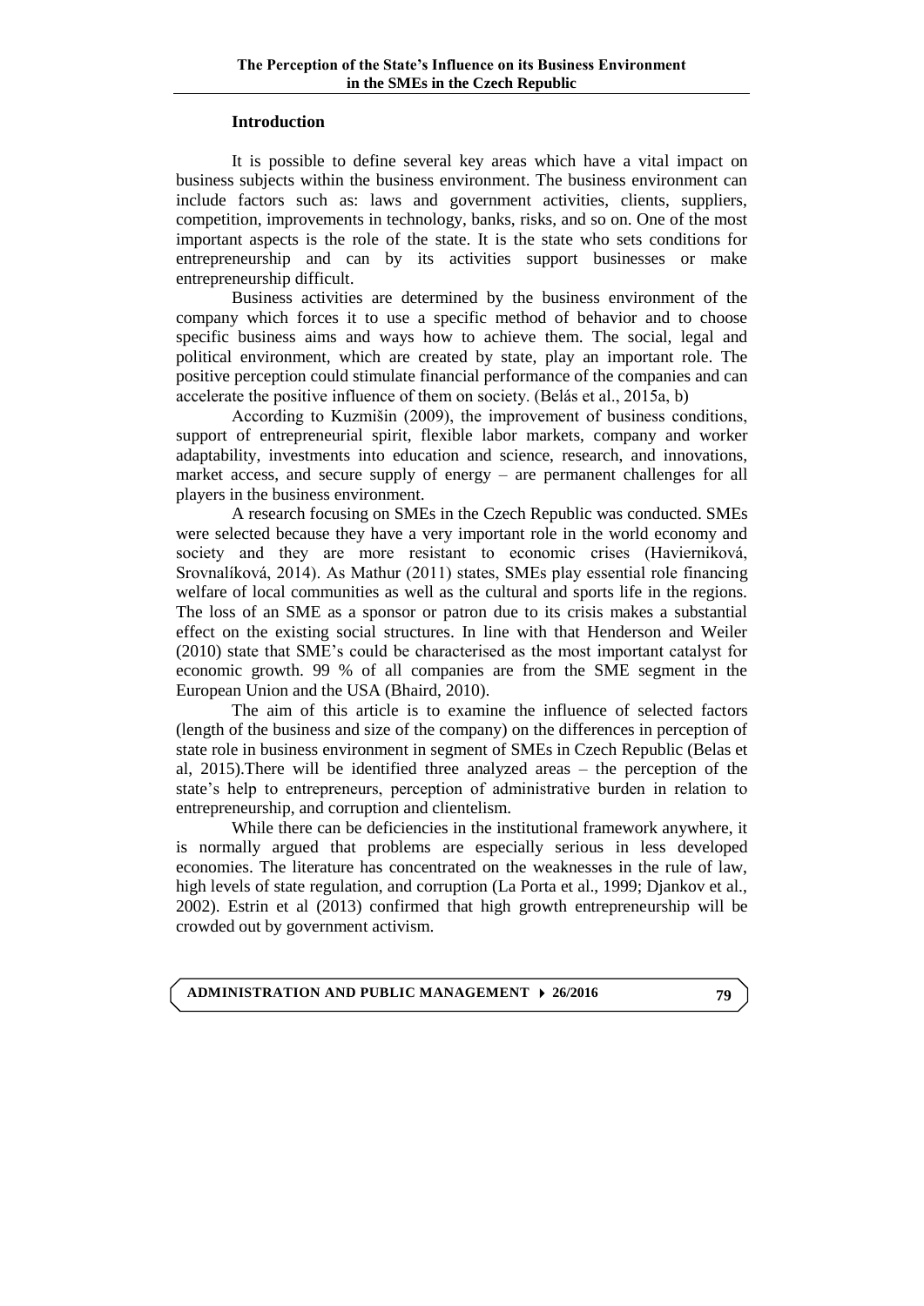## Introduction

It is possible to define several key areas which have a vital impact on business subjects within the business environment. The business environment can include factors such as: laws and government activities, clients, suppliers, competition, improvements in technology, banks, risks, and so on. One of the most important aspects is the role of the state. It is the state who sets conditions for entrepreneurship and can by its activities support businesses or make entrepreneurship difficult.

Business activities are determined by the business environment of the company which forces it to use a specific method of behavior and to choose specific business aims and ways how to achieve them. The social, legal and political environment, which are created by state, play an important role. The positive perception could stimulate financial performance of the companies and can accelerate the positive influence of them on society. (Belás et al., 2015a, b)

According to Kuzmišin (2009), the improvement of business conditions, support of entrepreneurial spirit, flexible labor markets, company and worker adaptability, investments into education and science, research, and innovations, market access, and secure supply of energy – are permanent challenges for all players in the business environment.

A research focusing on SMEs in the Czech Republic was conducted. SMEs were selected because they have a very important role in the world economy and society and they are more resistant to economic crises (Haviernikova, Srovnalíková, 2014). As Mathur (2011) states, SMEs play essential role financing welfare of local communities as well as the cultural and sports life in the regions. The loss of an SME as a sponsor or patron due to its crisis makes a substantial effect on the existing social structures. In line with that Henderson and Weiler (2010) state that SME's could be characterised as the most important catalyst for economic growth. 99 % of all companies are from the SME segment in the European Union and the USA (Bhaird, 2010).

The aim of this article is to examine the influence of selected factors (length of the business and size of the company) on the differences in perception of state role in business environment in segment of SMEs in Czech Republic (Belas et al, 2015).There will be identified three analyzed areas – the perception of the state's help to entrepreneurs, perception of administrative burden in relation to entrepreneurship, and corruption and clientelism.

While there can be deficiencies in the institutional framework anywhere, it is normally argued that problems are especially serious in less developed economies. The literature has concentrated on the weaknesses in the rule of law, high levels of state regulation, and corruption (La Porta et al., 1999; Djankov et al., 2002). Estrin et al (2013) confirmed that high growth entrepreneurship will be crowded out by government activism.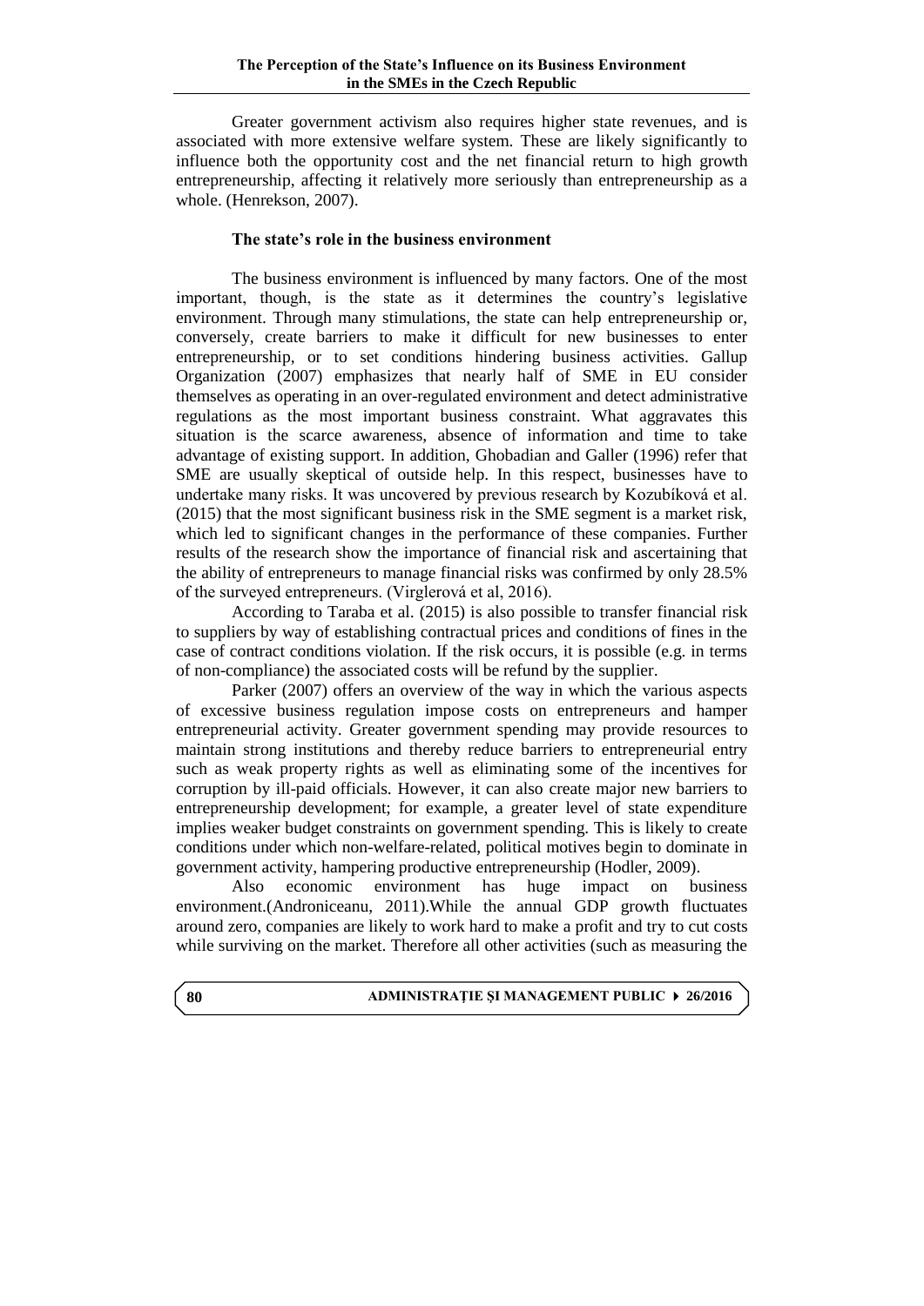Greater government activism also requires higher state revenues, and is associated with more extensive welfare system. These are likely significantly to influence both the opportunity cost and the net financial return to high growth entrepreneurship, affecting it relatively more seriously than entrepreneurship as a whole. (Henrekson, 2007).

### The state's role in the business environment

The business environment is influenced by many factors. One of the most important, though, is the state as it determines the country's legislative environment. Through many stimulations, the state can help entrepreneurship or, conversely, create barriers to make it difficult for new businesses to enter entrepreneurship, or to set conditions hindering business activities. Gallup Organization (2007) emphasizes that nearly half of SME in EU consider themselves as operating in an over-regulated environment and detect administrative regulations as the most important business constraint. What aggravates this situation is the scarce awareness, absence of information and time to take advantage of existing support. In addition, Ghobadian and Galler (1996) refer that SME are usually skeptical of outside help. In this respect, businesses have to undertake many risks. It was uncovered by previous research by Kozubíková et al. (2015) that the most significant business risk in the SME segment is a market risk, which led to significant changes in the performance of these companies. Further results of the research show the importance of financial risk and ascertaining that the ability of entrepreneurs to manage financial risks was confirmed by only 28.5% of the surveyed entrepreneurs. (Virglerová et al, 2016).

According to Taraba et al. (2015) is also possible to transfer financial risk to suppliers by way of establishing contractual prices and conditions of fines in the case of contract conditions violation. If the risk occurs, it is possible (e.g. in terms of non-compliance) the associated costs will be refund by the supplier.

Parker (2007) offers an overview of the way in which the various aspects of excessive business regulation impose costs on entrepreneurs and hamper entrepreneurial activity. Greater government spending may provide resources to maintain strong institutions and thereby reduce barriers to entrepreneurial entry such as weak property rights as well as eliminating some of the incentives for corruption by ill-paid officials. However, it can also create major new barriers to entrepreneurship development; for example, a greater level of state expenditure implies weaker budget constraints on government spending. This is likely to create conditions under which non-welfare-related, political motives begin to dominate in government activity, hampering productive entrepreneurship (Hodler, 2009).

Also economic environment has huge impact on business environment.(Androniceanu, 2011).While the annual GDP growth fluctuates around zero, companies are likely to work hard to make a profit and try to cut costs while surviving on the market. Therefore all other activities (such as measuring the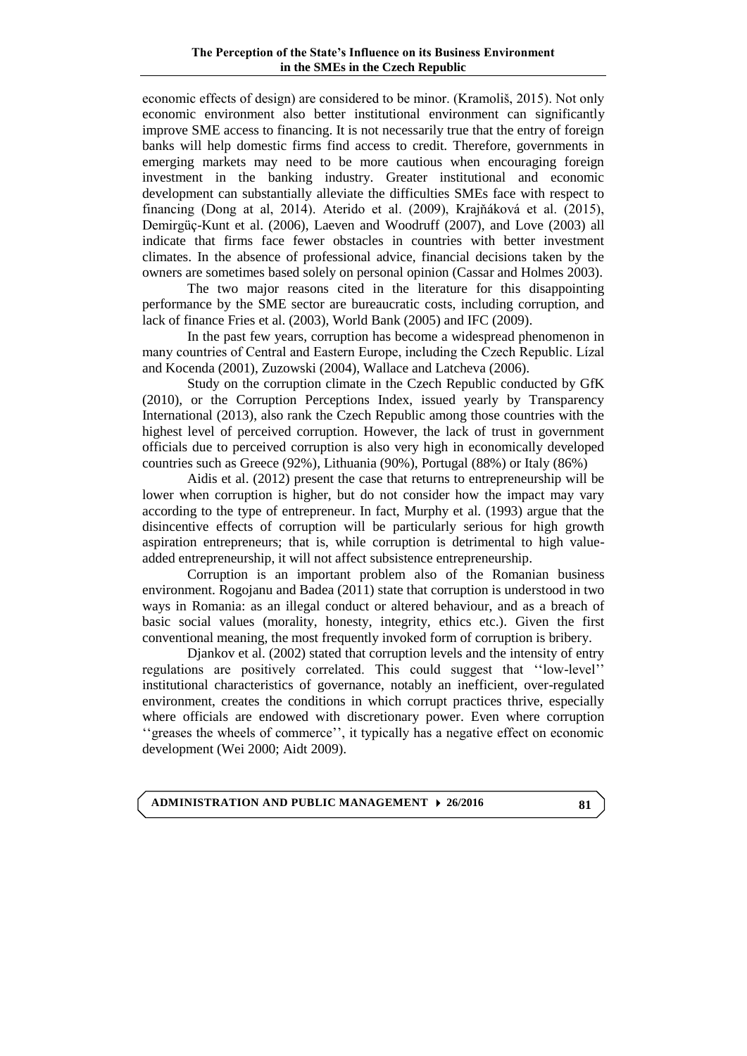economic effects of design) are considered to be minor. (Kramoliš, 2015). Not only economic environment also better institutional environment can significantly improve SME access to financing. It is not necessarily true that the entry of foreign banks will help domestic firms find access to credit. Therefore, governments in emerging markets may need to be more cautious when encouraging foreign investment in the banking industry. Greater institutional and economic development can substantially alleviate the difficulties SMEs face with respect to financing (Dong at al, 2014). Aterido et al. (2009), Krajňáková et al. (2015), Demirgüç-Kunt et al. (2006), Laeven and Woodruff (2007), and Love (2003) all indicate that firms face fewer obstacles in countries with better investment climates. In the absence of professional advice, financial decisions taken by the owners are sometimes based solely on personal opinion (Cassar and Holmes 2003).

The two major reasons cited in the literature for this disappointing performance by the SME sector are bureaucratic costs, including corruption, and lack of finance Fries et al. (2003), World Bank (2005) and IFC (2009).

In the past few years, corruption has become a widespread phenomenon in many countries of Central and Eastern Europe, including the Czech Republic. Lízal and Kocenda (2001), Zuzowski (2004), Wallace and Latcheva (2006).

Study on the corruption climate in the Czech Republic conducted by GfK (2010), or the Corruption Perceptions Index, issued yearly by Transparency International (2013), also rank the Czech Republic among those countries with the highest level of perceived corruption. However, the lack of trust in government officials due to perceived corruption is also very high in economically developed countries such as Greece (92%), Lithuania (90%), Portugal (88%) or Italy (86%)

Aidis et al. (2012) present the case that returns to entrepreneurship will be lower when corruption is higher, but do not consider how the impact may vary according to the type of entrepreneur. In fact, Murphy et al. (1993) argue that the disincentive effects of corruption will be particularly serious for high growth aspiration entrepreneurs; that is, while corruption is detrimental to high value-added entrepreneurship, it will not affect subsistence entrepreneurship.

Corruption is an important problem also of the Romanian business environment. Rogojanu and Badea (2011) state that corruption is understood in two ways in Romania: as an illegal conduct or altered behaviour, and as a breach of basic social values (morality, honesty, integrity, ethics etc.). Given the first conventional meaning, the most frequently invoked form of corruption is bribery.

Djankov et al. (2002) stated that corruption levels and the intensity of entry regulations are positively correlated. This could suggest that ''low-level'' institutional characteristics of governance, notably an inefficient, over-regulated environment, creates the conditions in which corrupt practices thrive, especially where officials are endowed with discretionary power. Even where corruption ''greases the wheels of commerce'', it typically has a negative effect on economic development (Wei 2000; Aidt 2009).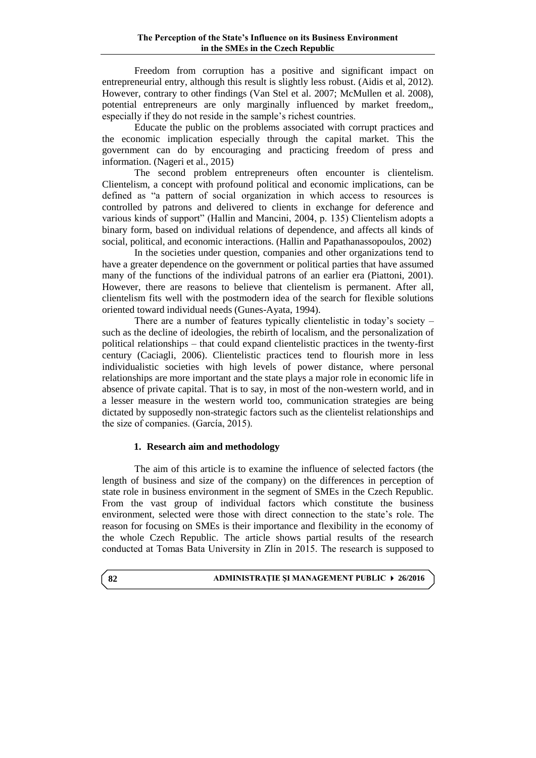Freedom from corruption has a positive and significant impact on entrepreneurial entry, although this result is slightly less robust. (Aidis et al, 2012). However, contrary to other findings (Van Stel et al. 2007; McMullen et al. 2008), potential entrepreneurs are only marginally influenced by market freedom,, especially if they do not reside in the sample's richest countries.

Educate the public on the problems associated with corrupt practices and the economic implication especially through the capital market. This the government can do by encouraging and practicing freedom of press and information. (Nageri et al., 2015)

The second problem entrepreneurs often encounter is clientelism. Clientelism, a concept with profound political and economic implications, can be defined as "a pattern of social organization in which access to resources is controlled by patrons and delivered to clients in exchange for deference and various kinds of support" (Hallin and Mancini, 2004, p. 135) Clientelism adopts a binary form, based on individual relations of dependence, and affects all kinds of social, political, and economic interactions. (Hallin and Papathanassopoulos, 2002)

In the societies under question, companies and other organizations tend to have a greater dependence on the government or political parties that have assumed many of the functions of the individual patrons of an earlier era (Piattoni, 2001). However, there are reasons to believe that clientelism is permanent. After all, clientelism fits well with the postmodern idea of the search for flexible solutions oriented toward individual needs (Gunes-Ayata, 1994).

There are a number of features typically clientelistic in today's society – such as the decline of ideologies, the rebirth of localism, and the personalization of political relationships – that could expand clientelistic practices in the twenty-first century (Caciagli, 2006). Clientelistic practices tend to flourish more in less individualistic societies with high levels of power distance, where personal relationships are more important and the state plays a major role in economic life in absence of private capital. That is to say, in most of the non-western world, and in a lesser measure in the western world too, communication strategies are being dictated by supposedly non-strategic factors such as the clientelist relationships and the size of companies. (García, 2015).

## 1. Research aim and methodology

The aim of this article is to examine the influence of selected factors (the length of business and size of the company) on the differences in perception of state role in business environment in the segment of SMEs in the Czech Republic. From the vast group of individual factors which constitute the business environment, selected were those with direct connection to the state's role. The reason for focusing on SMEs is their importance and flexibility in the economy of the whole Czech Republic. The article shows partial results of the research conducted at Tomas Bata University in Zlín in 2015. The research is supposed to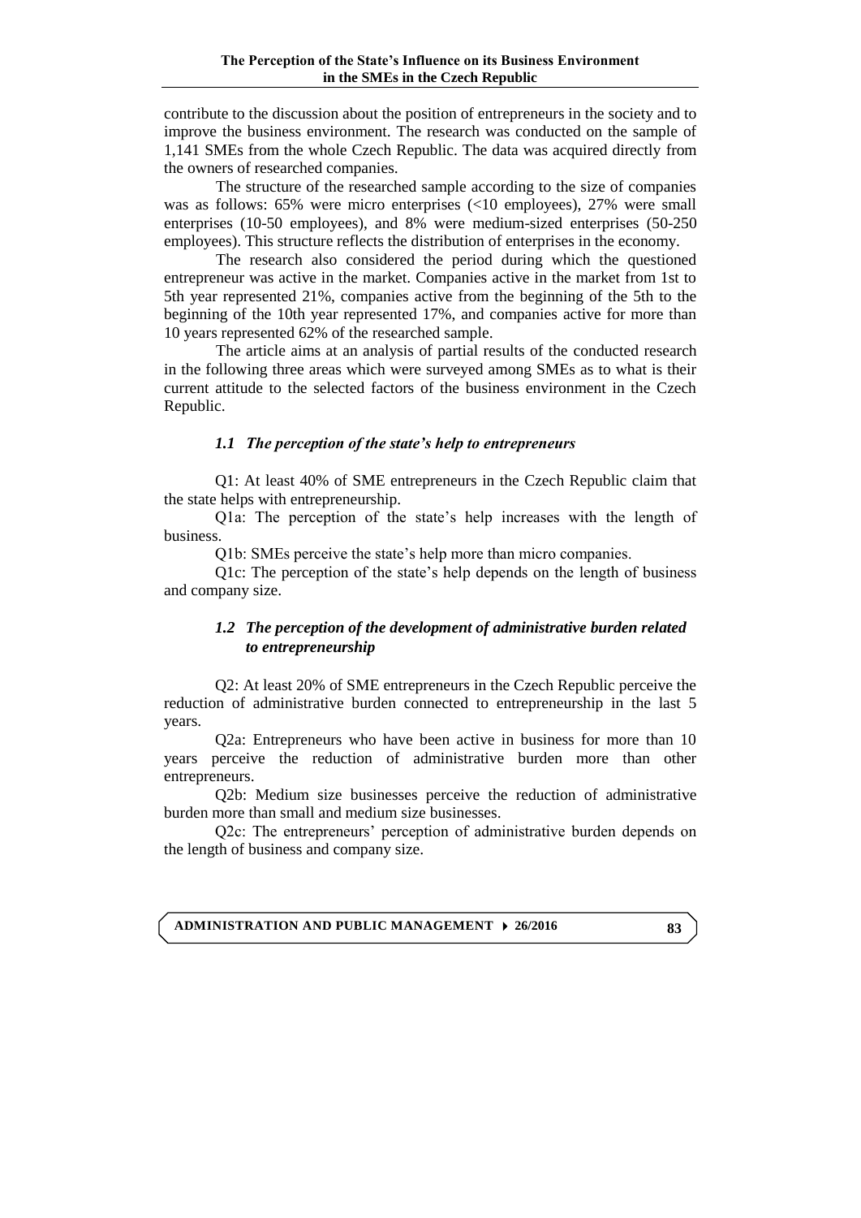contribute to the discussion about the position of entrepreneurs in the society and to improve the business environment. The research was conducted on the sample of 1,141 SMEs from the whole Czech Republic. The data was acquired directly from the owners of researched companies.

The structure of the researched sample according to the size of companies was as follows: 65% were micro enterprises (<10 employees), 27% were small enterprises (10-50 employees), and 8% were medium-sized enterprises (50-250 employees). This structure reflects the distribution of enterprises in the economy.

The research also considered the period during which the questioned entrepreneur was active in the market. Companies active in the market from 1st to 5th year represented 21%, companies active from the beginning of the 5th to the beginning of the 10th year represented 17%, and companies active for more than 10 years represented 62% of the researched sample.

The article aims at an analysis of partial results of the conducted research in the following three areas which were surveyed among SMEs as to what is their current attitude to the selected factors of the business environment in the Czech Republic.

### *1.1 The perception of the state's help to entrepreneurs*

Q1: At least 40% of SME entrepreneurs in the Czech Republic claim that the state helps with entrepreneurship.

Q1a: The perception of the state's help increases with the length of business.

Q1b: SMEs perceive the state's help more than micro companies.

Q1c: The perception of the state's help depends on the length of business and company size.

### *1.2 The perception of the development of administrative burden related to entrepreneurship*

Q2: At least 20% of SME entrepreneurs in the Czech Republic perceive the reduction of administrative burden connected to entrepreneurship in the last 5 years.

Q2a: Entrepreneurs who have been active in business for more than 10 years perceive the reduction of administrative burden more than other entrepreneurs.

Q2b: Medium size businesses perceive the reduction of administrative burden more than small and medium size businesses.

Q2c: The entrepreneurs' perception of administrative burden depends on the length of business and company size.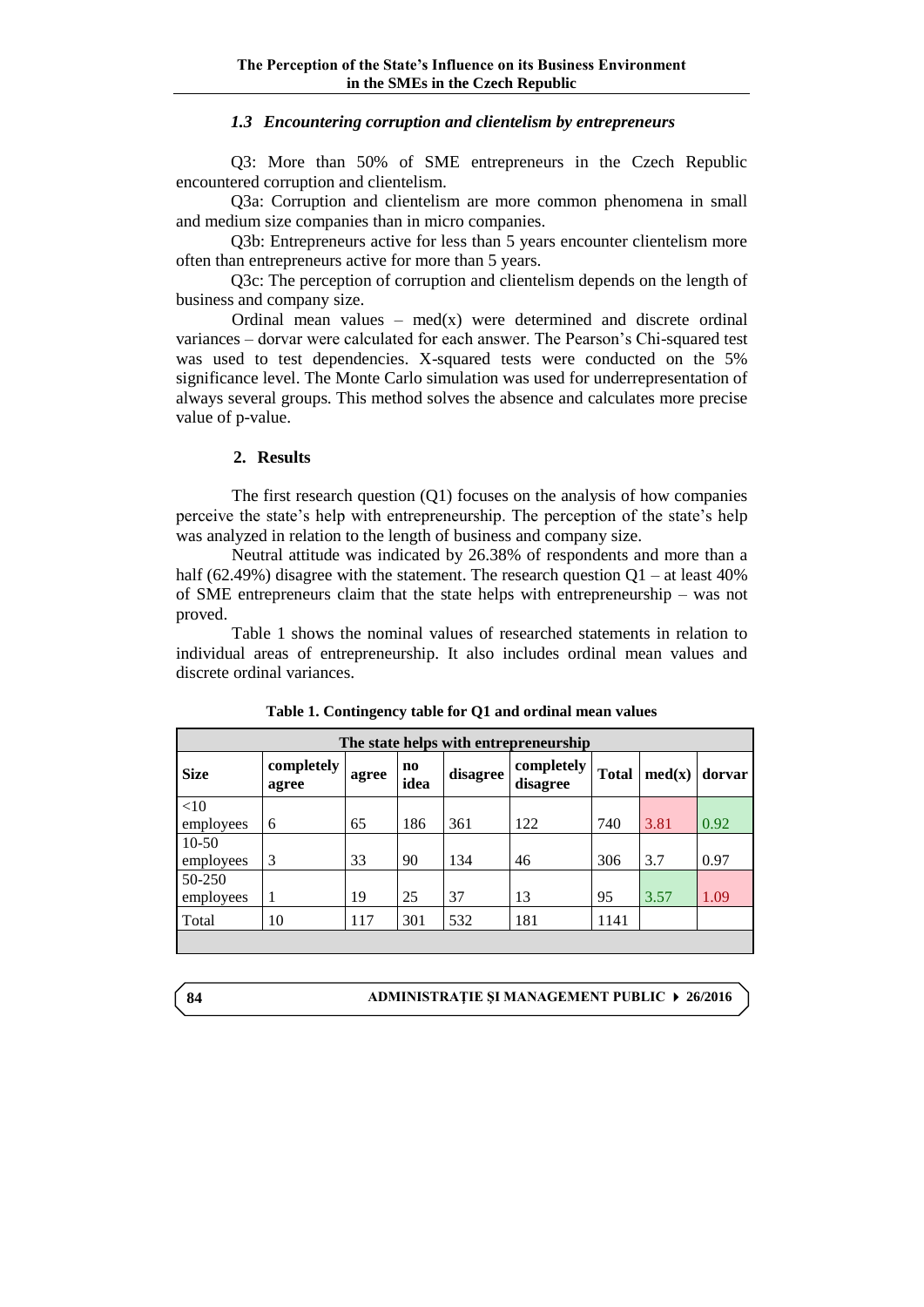### *1.3 Encountering corruption and clientelism by entrepreneurs*

Q3: More than 50% of SME entrepreneurs in the Czech Republic encountered corruption and clientelism.

Q3a: Corruption and clientelism are more common phenomena in small and medium size companies than in micro companies.

Q3b: Entrepreneurs active for less than 5 years encounter clientelism more often than entrepreneurs active for more than 5 years.

Q3c: The perception of corruption and clientelism depends on the length of business and company size.

Ordinal mean values – med(x) were determined and discrete ordinal variances – dorvar were calculated for each answer. The Pearson's Chi-squared test was used to test dependencies. X-squared tests were conducted on the 5% significance level. The Monte Carlo simulation was used for underrepresentation of always several groups. This method solves the absence and calculates more precise value of p-value.

## 2. Results

The first research question (Q1) focuses on the analysis of how companies perceive the state's help with entrepreneurship. The perception of the state's help was analyzed in relation to the length of business and company size.

Neutral attitude was indicated by 26.38% of respondents and more than a half (62.49%) disagree with the statement. The research question Q1 – at least 40% of SME entrepreneurs claim that the state helps with entrepreneurship – was not proved.

Table 1 shows the nominal values of researched statements in relation to individual areas of entrepreneurship. It also includes ordinal mean values and discrete ordinal variances.

**Table 1. Contingency table for Q1 and ordinal mean values**

| The state helps with entrepreneurship | | | | | | | | |
|---|---|---|---|---|---|---|---|---|
| **Size** | **completely agree** | **agree** | **no idea** | **disagree** | **completely disagree** | **Total** | **med(x)** | **dorvar** |
| <10 employees | 6 | 65 | 186 | 361 | 122 | 740 | 3.81 | 0.92 |
| 10-50 employees | 3 | 33 | 90 | 134 | 46 | 306 | 3.7 | 0.97 |
| 50-250 employees | 1 | 19 | 25 | 37 | 13 | 95 | 3.57 | 1.09 |
| Total | 10 | 117 | 301 | 532 | 181 | 1141 | | |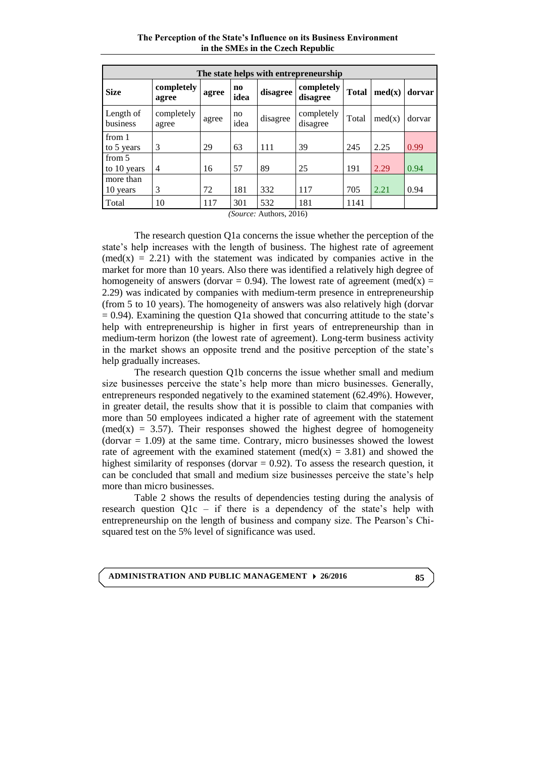| The state helps with entrepreneurship | | | | | | | | |
|---|---|---|---|---|---|---|---|---|
| **Size** | **completely agree** | **agree** | **no idea** | **disagree** | **completely disagree** | **Total** | **med(x)** | **dorvar** |
| Length of business | completely agree | agree | no idea | disagree | completely disagree | Total | med(x) | dorvar |
| from 1 to 5 years | 3 | 29 | 63 | 111 | 39 | 245 | 2.25 | 0.99 |
| from 5 to 10 years | 4 | 16 | 57 | 89 | 25 | 191 | 2.29 | 0.94 |
| more than 10 years | 3 | 72 | 181 | 332 | 117 | 705 | 2.21 | 0.94 |
| Total | 10 | 117 | 301 | 532 | 181 | 1141 | | |

*(Source:* Authors, 2016)

The research question Q1a concerns the issue whether the perception of the state's help increases with the length of business. The highest rate of agreement (med(x) = 2.21) with the statement was indicated by companies active in the market for more than 10 years. Also there was identified a relatively high degree of homogeneity of answers (dorvar = 0.94). The lowest rate of agreement (med(x) = 2.29) was indicated by companies with medium-term presence in entrepreneurship (from 5 to 10 years). The homogeneity of answers was also relatively high (dorvar = 0.94). Examining the question Q1a showed that concurring attitude to the state's help with entrepreneurship is higher in first years of entrepreneurship than in medium-term horizon (the lowest rate of agreement). Long-term business activity in the market shows an opposite trend and the positive perception of the state's help gradually increases.

The research question Q1b concerns the issue whether small and medium size businesses perceive the state's help more than micro businesses. Generally, entrepreneurs responded negatively to the examined statement (62.49%). However, in greater detail, the results show that it is possible to claim that companies with more than 50 employees indicated a higher rate of agreement with the statement (med(x) = 3.57). Their responses showed the highest degree of homogeneity (dorvar = 1.09) at the same time. Contrary, micro businesses showed the lowest rate of agreement with the examined statement (med(x) = 3.81) and showed the highest similarity of responses (dorvar = 0.92). To assess the research question, it can be concluded that small and medium size businesses perceive the state's help more than micro businesses.

Table 2 shows the results of dependencies testing during the analysis of research question Q1c – if there is a dependency of the state's help with entrepreneurship on the length of business and company size. The Pearson's Chi-squared test on the 5% level of significance was used.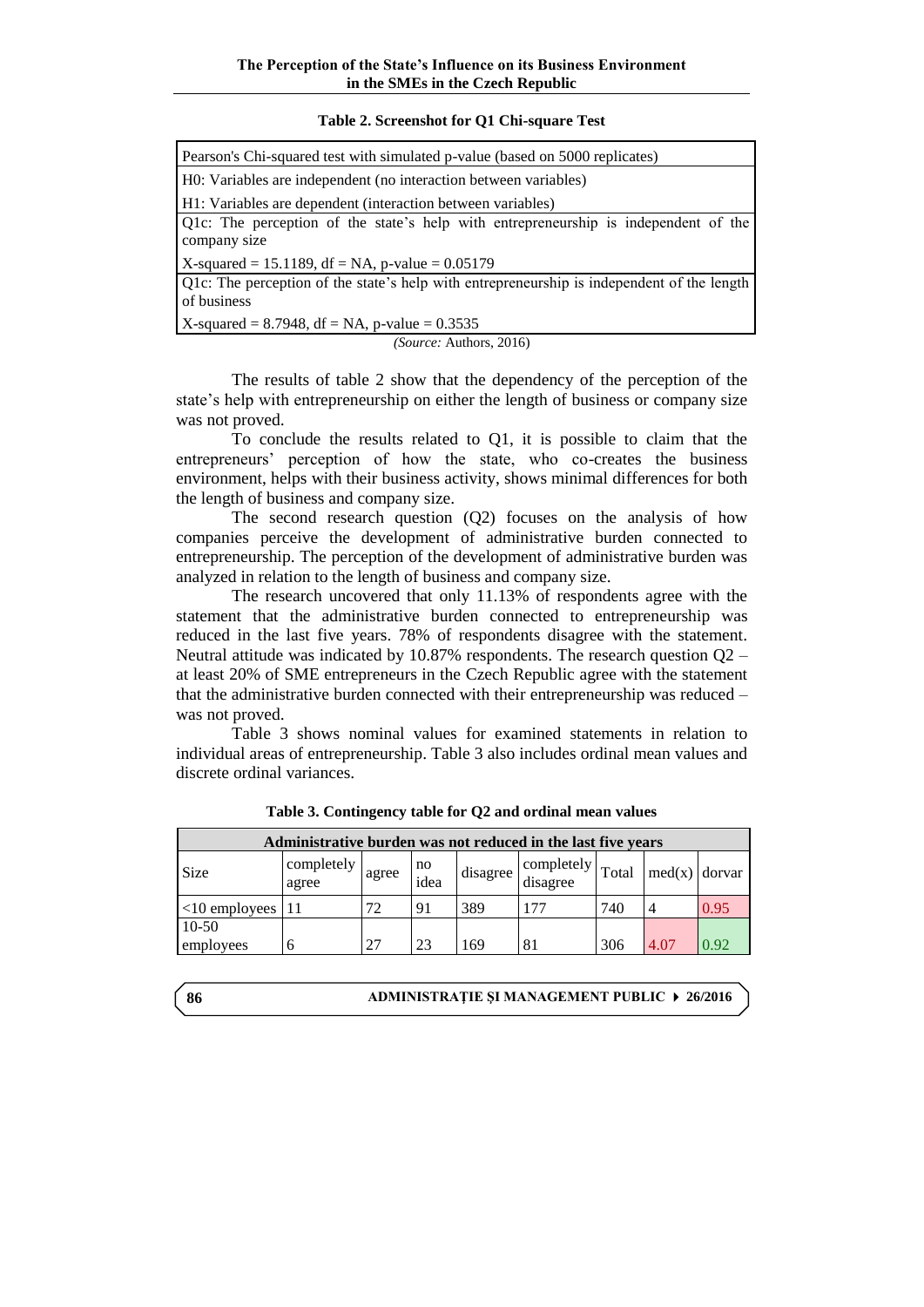**Table 2. Screenshot for Q1 Chi-square Test**

| Pearson's Chi-squared test with simulated p-value (based on 5000 replicates) |
|---|
| H0: Variables are independent (no interaction between variables) |
| H1: Variables are dependent (interaction between variables) |
| Q1c: The perception of the state's help with entrepreneurship is independent of the company size |
| X-squared = 15.1189, df = NA, p-value = 0.05179 |
| Q1c: The perception of the state's help with entrepreneurship is independent of the length of business |
| X-squared = 8.7948, df = NA, p-value = 0.3535 |

*(Source:* Authors, 2016)

The results of table 2 show that the dependency of the perception of the state's help with entrepreneurship on either the length of business or company size was not proved.

To conclude the results related to Q1, it is possible to claim that the entrepreneurs' perception of how the state, who co-creates the business environment, helps with their business activity, shows minimal differences for both the length of business and company size.

The second research question (Q2) focuses on the analysis of how companies perceive the development of administrative burden connected to entrepreneurship. The perception of the development of administrative burden was analyzed in relation to the length of business and company size.

The research uncovered that only 11.13% of respondents agree with the statement that the administrative burden connected to entrepreneurship was reduced in the last five years. 78% of respondents disagree with the statement. Neutral attitude was indicated by 10.87% respondents. The research question Q2 – at least 20% of SME entrepreneurs in the Czech Republic agree with the statement that the administrative burden connected with their entrepreneurship was reduced – was not proved.

Table 3 shows nominal values for examined statements in relation to individual areas of entrepreneurship. Table 3 also includes ordinal mean values and discrete ordinal variances.

**Table 3. Contingency table for Q2 and ordinal mean values**

| Administrative burden was not reduced in the last five years | | | | | | | | |
|---|---|---|---|---|---|---|---|---|
| Size | completely agree | agree | no idea | disagree | completely disagree | Total | med(x) | dorvar |
| <10 employees | 11 | 72 | 91 | 389 | 177 | 740 | 4 | 0.95 |
| 10-50 employees | 6 | 27 | 23 | 169 | 81 | 306 | 4.07 | 0.92 |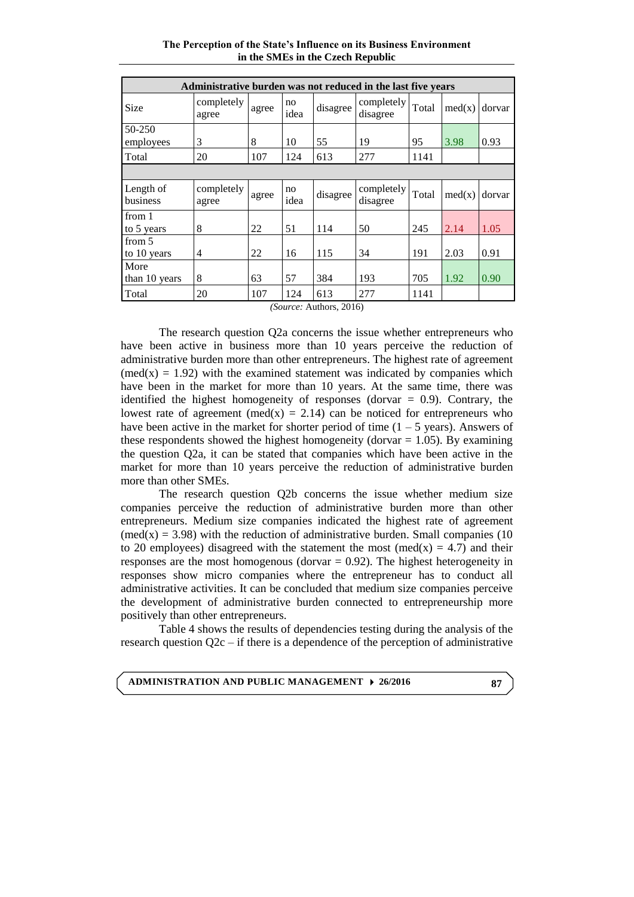| Administrative burden was not reduced in the last five years | | | | | | | | |
|---|---|---|---|---|---|---|---|---|
| Size | completely agree | agree | no idea | disagree | completely disagree | Total | med(x) | dorvar |
| 50-250 employees | 3 | 8 | 10 | 55 | 19 | 95 | 3.98 | 0.93 |
| Total | 20 | 107 | 124 | 613 | 277 | 1141 | | |
| | | | | | | | | |
| Length of business | completely agree | agree | no idea | disagree | completely disagree | Total | med(x) | dorvar |
| from 1 to 5 years | 8 | 22 | 51 | 114 | 50 | 245 | 2.14 | 1.05 |
| from 5 to 10 years | 4 | 22 | 16 | 115 | 34 | 191 | 2.03 | 0.91 |
| More than 10 years | 8 | 63 | 57 | 384 | 193 | 705 | 1.92 | 0.90 |
| Total | 20 | 107 | 124 | 613 | 277 | 1141 | | |

*(Source:* Authors, 2016)

The research question Q2a concerns the issue whether entrepreneurs who have been active in business more than 10 years perceive the reduction of administrative burden more than other entrepreneurs. The highest rate of agreement (med(x) = 1.92) with the examined statement was indicated by companies which have been in the market for more than 10 years. At the same time, there was identified the highest homogeneity of responses (dorvar = 0.9). Contrary, the lowest rate of agreement (med(x) = 2.14) can be noticed for entrepreneurs who have been active in the market for shorter period of time (1 – 5 years). Answers of these respondents showed the highest homogeneity (dorvar = 1.05). By examining the question Q2a, it can be stated that companies which have been active in the market for more than 10 years perceive the reduction of administrative burden more than other SMEs.

The research question Q2b concerns the issue whether medium size companies perceive the reduction of administrative burden more than other entrepreneurs. Medium size companies indicated the highest rate of agreement (med(x) = 3.98) with the reduction of administrative burden. Small companies (10 to 20 employees) disagreed with the statement the most (med(x) = 4.7) and their responses are the most homogenous (dorvar = 0.92). The highest heterogeneity in responses show micro companies where the entrepreneur has to conduct all administrative activities. It can be concluded that medium size companies perceive the development of administrative burden connected to entrepreneurship more positively than other entrepreneurs.

Table 4 shows the results of dependencies testing during the analysis of the research question Q2c – if there is a dependence of the perception of administrative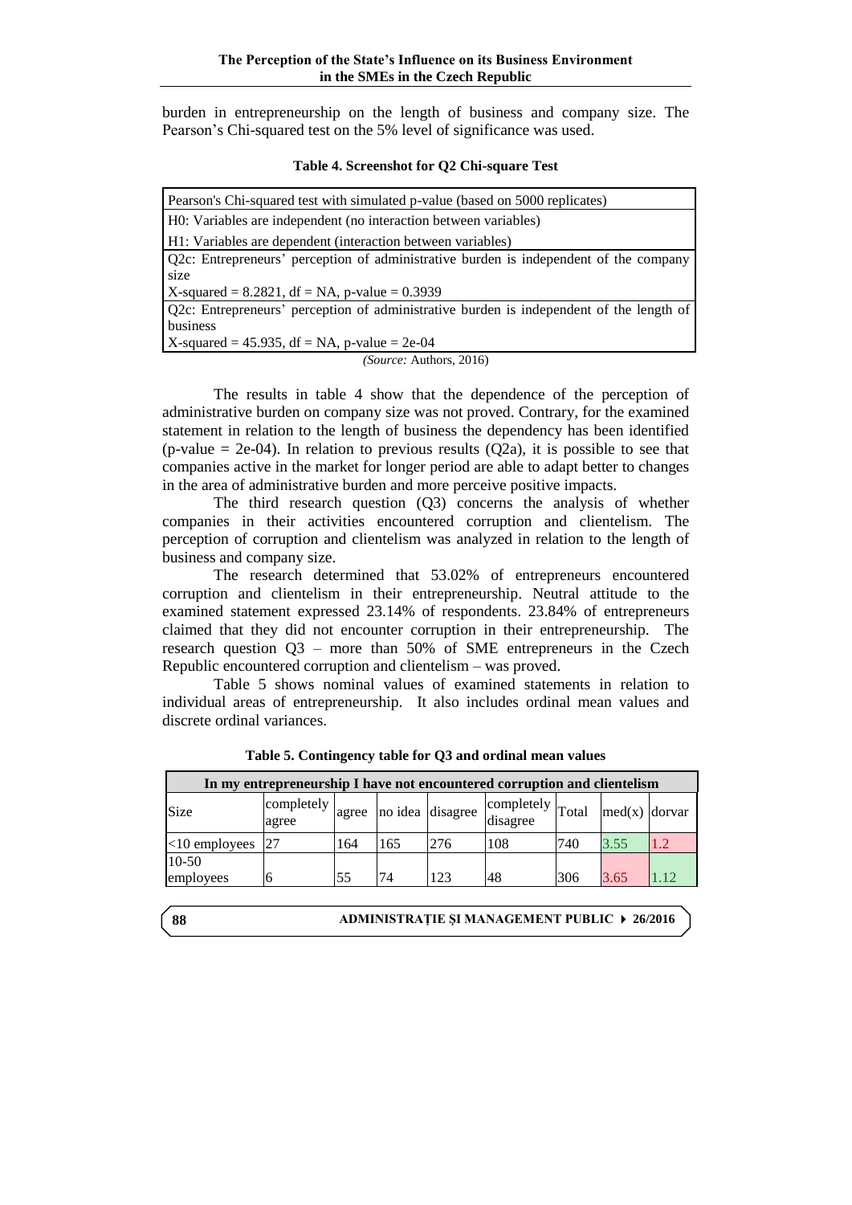burden in entrepreneurship on the length of business and company size. The Pearson's Chi-squared test on the 5% level of significance was used.

**Table 4. Screenshot for Q2 Chi-square Test**

| Pearson's Chi-squared test with simulated p-value (based on 5000 replicates) |
|---|
| H0: Variables are independent (no interaction between variables) |
| H1: Variables are dependent (interaction between variables) |
| Q2c: Entrepreneurs' perception of administrative burden is independent of the company size<br>X-squared = 8.2821, df = NA, p-value = 0.3939 |
| Q2c: Entrepreneurs' perception of administrative burden is independent of the length of business<br>X-squared = 45.935, df = NA, p-value = 2e-04 |

*(Source:* Authors, 2016)

The results in table 4 show that the dependence of the perception of administrative burden on company size was not proved. Contrary, for the examined statement in relation to the length of business the dependency has been identified (p-value = 2e-04). In relation to previous results (Q2a), it is possible to see that companies active in the market for longer period are able to adapt better to changes in the area of administrative burden and more perceive positive impacts.

The third research question (Q3) concerns the analysis of whether companies in their activities encountered corruption and clientelism. The perception of corruption and clientelism was analyzed in relation to the length of business and company size.

The research determined that 53.02% of entrepreneurs encountered corruption and clientelism in their entrepreneurship. Neutral attitude to the examined statement expressed 23.14% of respondents. 23.84% of entrepreneurs claimed that they did not encounter corruption in their entrepreneurship. The research question Q3 – more than 50% of SME entrepreneurs in the Czech Republic encountered corruption and clientelism – was proved.

Table 5 shows nominal values of examined statements in relation to individual areas of entrepreneurship. It also includes ordinal mean values and discrete ordinal variances.

**Table 5. Contingency table for Q3 and ordinal mean values**

| In my entrepreneurship I have not encountered corruption and clientelism | | | | | | | | |
|---|---|---|---|---|---|---|---|---|
| Size | completely agree | agree | no idea | disagree | completely disagree | Total | med(x) | dorvar |
| <10 employees | 27 | 164 | 165 | 276 | 108 | 740 | 3.55 | 1.2 |
| 10-50 employees | 6 | 55 | 74 | 123 | 48 | 306 | 3.65 | 1.12 |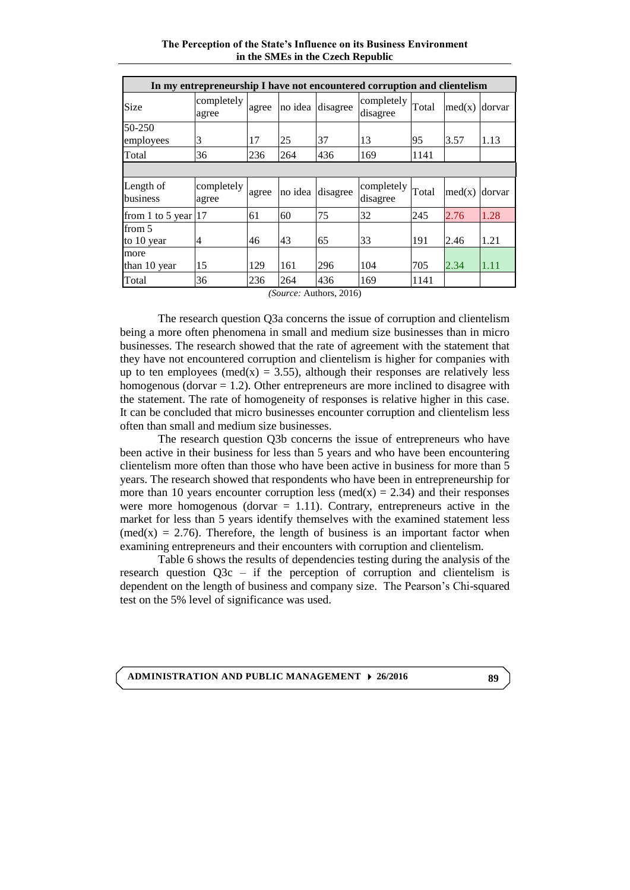| In my entrepreneurship I have not encountered corruption and clientelism | | | | | | | | |
|---|---|---|---|---|---|---|---|---|
| Size | completely agree | agree | no idea | disagree | completely disagree | Total | med(x) | dorvar |
| 50-250 employees | 3 | 17 | 25 | 37 | 13 | 95 | 3.57 | 1.13 |
| Total | 36 | 236 | 264 | 436 | 169 | 1141 | | |
| | | | | | | | | |
| Length of business | completely agree | agree | no idea | disagree | completely disagree | Total | med(x) | dorvar |
| from 1 to 5 year | 17 | 61 | 60 | 75 | 32 | 245 | 2.76 | 1.28 |
| from 5 to 10 year | 4 | 46 | 43 | 65 | 33 | 191 | 2.46 | 1.21 |
| more than 10 year | 15 | 129 | 161 | 296 | 104 | 705 | 2.34 | 1.11 |
| Total | 36 | 236 | 264 | 436 | 169 | 1141 | | |

*(Source:* Authors, 2016)

The research question Q3a concerns the issue of corruption and clientelism being a more often phenomena in small and medium size businesses than in micro businesses. The research showed that the rate of agreement with the statement that they have not encountered corruption and clientelism is higher for companies with up to ten employees (med(x) = 3.55), although their responses are relatively less homogenous (dorvar = 1.2). Other entrepreneurs are more inclined to disagree with the statement. The rate of homogeneity of responses is relative higher in this case. It can be concluded that micro businesses encounter corruption and clientelism less often than small and medium size businesses.

The research question Q3b concerns the issue of entrepreneurs who have been active in their business for less than 5 years and who have been encountering clientelism more often than those who have been active in business for more than 5 years. The research showed that respondents who have been in entrepreneurship for more than 10 years encounter corruption less (med(x) = 2.34) and their responses were more homogenous (dorvar = 1.11). Contrary, entrepreneurs active in the market for less than 5 years identify themselves with the examined statement less (med(x) = 2.76). Therefore, the length of business is an important factor when examining entrepreneurs and their encounters with corruption and clientelism.

Table 6 shows the results of dependencies testing during the analysis of the research question Q3c – if the perception of corruption and clientelism is dependent on the length of business and company size. The Pearson's Chi-squared test on the 5% level of significance was used.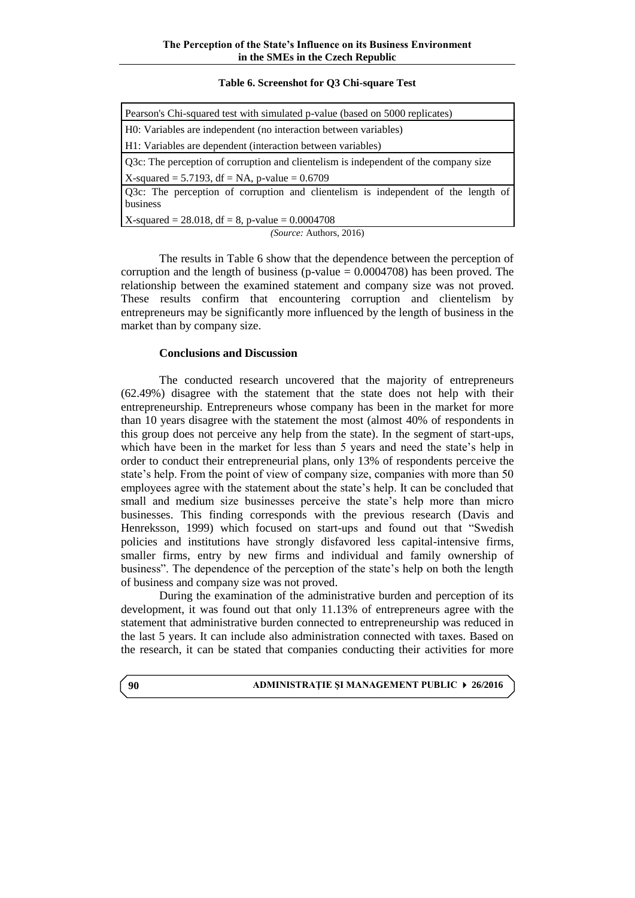**Table 6. Screenshot for Q3 Chi-square Test**

| Pearson's Chi-squared test with simulated p-value (based on 5000 replicates) |
|---|
| H0: Variables are independent (no interaction between variables) |
| H1: Variables are dependent (interaction between variables) |
| Q3c: The perception of corruption and clientelism is independent of the company size |
| X-squared = 5.7193, df = NA, p-value = 0.6709 |
| Q3c: The perception of corruption and clientelism is independent of the length of business |
| X-squared = 28.018, df = 8, p-value = 0.0004708 |

*(Source:* Authors, 2016)

The results in Table 6 show that the dependence between the perception of corruption and the length of business (p-value = 0.0004708) has been proved. The relationship between the examined statement and company size was not proved. These results confirm that encountering corruption and clientelism by entrepreneurs may be significantly more influenced by the length of business in the market than by company size.

## Conclusions and Discussion

The conducted research uncovered that the majority of entrepreneurs (62.49%) disagree with the statement that the state does not help with their entrepreneurship. Entrepreneurs whose company has been in the market for more than 10 years disagree with the statement the most (almost 40% of respondents in this group does not perceive any help from the state). In the segment of start-ups, which have been in the market for less than 5 years and need the state's help in order to conduct their entrepreneurial plans, only 13% of respondents perceive the state's help. From the point of view of company size, companies with more than 50 employees agree with the statement about the state's help. It can be concluded that small and medium size businesses perceive the state's help more than micro businesses. This finding corresponds with the previous research (Davis and Henreksson, 1999) which focused on start-ups and found out that "Swedish policies and institutions have strongly disfavored less capital-intensive firms, smaller firms, entry by new firms and individual and family ownership of business". The dependence of the perception of the state's help on both the length of business and company size was not proved.

During the examination of the administrative burden and perception of its development, it was found out that only 11.13% of entrepreneurs agree with the statement that administrative burden connected to entrepreneurship was reduced in the last 5 years. It can include also administration connected with taxes. Based on the research, it can be stated that companies conducting their activities for more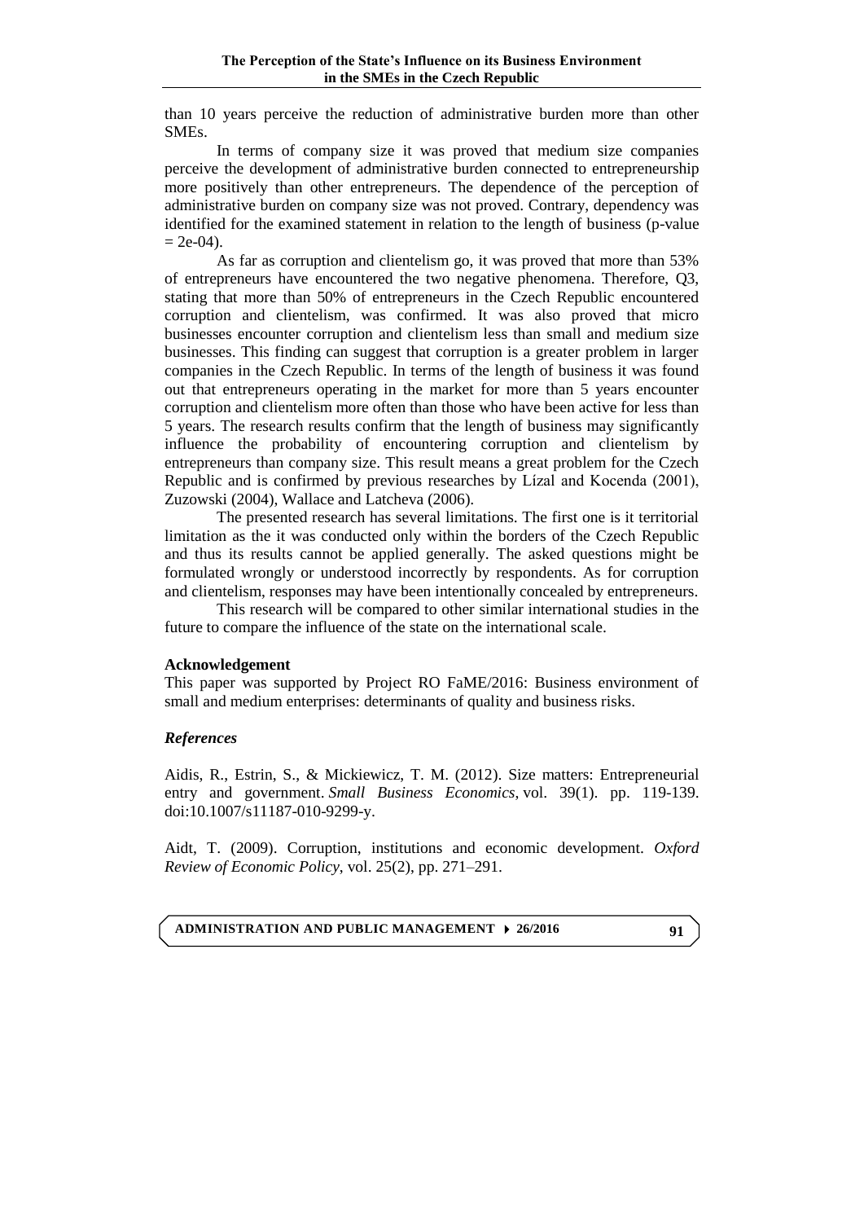than 10 years perceive the reduction of administrative burden more than other SMEs.

In terms of company size it was proved that medium size companies perceive the development of administrative burden connected to entrepreneurship more positively than other entrepreneurs. The dependence of the perception of administrative burden on company size was not proved. Contrary, dependency was identified for the examined statement in relation to the length of business (p-value = 2e-04).

As far as corruption and clientelism go, it was proved that more than 53% of entrepreneurs have encountered the two negative phenomena. Therefore, Q3, stating that more than 50% of entrepreneurs in the Czech Republic encountered corruption and clientelism, was confirmed. It was also proved that micro businesses encounter corruption and clientelism less than small and medium size businesses. This finding can suggest that corruption is a greater problem in larger companies in the Czech Republic. In terms of the length of business it was found out that entrepreneurs operating in the market for more than 5 years encounter corruption and clientelism more often than those who have been active for less than 5 years. The research results confirm that the length of business may significantly influence the probability of encountering corruption and clientelism by entrepreneurs than company size. This result means a great problem for the Czech Republic and is confirmed by previous researches by Lízal and Kocenda (2001), Zuzowski (2004), Wallace and Latcheva (2006).

The presented research has several limitations. The first one is it territorial limitation as the it was conducted only within the borders of the Czech Republic and thus its results cannot be applied generally. The asked questions might be formulated wrongly or understood incorrectly by respondents. As for corruption and clientelism, responses may have been intentionally concealed by entrepreneurs.

This research will be compared to other similar international studies in the future to compare the influence of the state on the international scale.

**Acknowledgement**

This paper was supported by Project RO FaME/2016: Business environment of small and medium enterprises: determinants of quality and business risks.

### *References*

Aidis, R., Estrin, S., & Mickiewicz, T. M. (2012). Size matters: Entrepreneurial entry and government. *Small Business Economics*, vol. 39(1). pp. 119-139. doi:10.1007/s11187-010-9299-y.

Aidt, T. (2009). Corruption, institutions and economic development. *Oxford Review of Economic Policy*, vol. 25(2), pp. 271–291.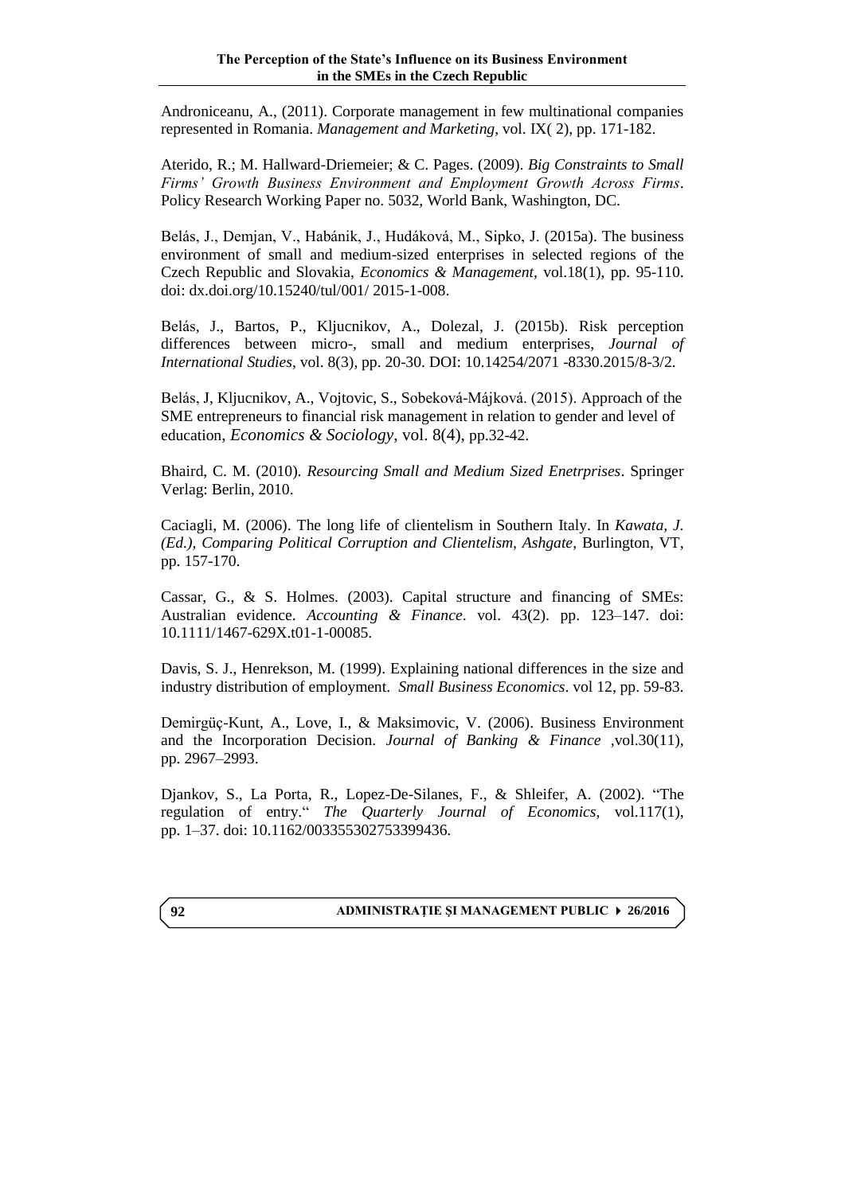Androniceanu, A., (2011). Corporate management in few multinational companies represented in Romania. *Management and Marketing*, vol. IX( 2), pp. 171-182.

Aterido, R.; M. Hallward-Driemeier; & C. Pages. (2009). *Big Constraints to Small Firms' Growth Business Environment and Employment Growth Across Firms*. Policy Research Working Paper no. 5032, World Bank, Washington, DC.

Belás, J., Demjan, V., Habánik, J., Hudáková, M., Sipko, J. (2015a). The business environment of small and medium-sized enterprises in selected regions of the Czech Republic and Slovakia, *Economics & Management*, vol.18(1), pp. 95-110. doi: dx.doi.org/10.15240/tul/001/ 2015-1-008.

Belás, J., Bartos, P., Kljucnikov, A., Dolezal, J. (2015b). Risk perception differences between micro-, small and medium enterprises, *Journal of International Studies*, vol. 8(3), pp. 20-30. DOI: 10.14254/2071 -8330.2015/8-3/2.

Belás, J, Kljucnikov, A., Vojtovic, S., Sobeková-Májková. (2015). Approach of the SME entrepreneurs to financial risk management in relation to gender and level of education, *Economics & Sociology*, vol. 8(4), pp.32-42.

Bhaird, C. M. (2010). *Resourcing Small and Medium Sized Enetrprises*. Springer Verlag: Berlin, 2010.

Caciagli, M. (2006). The long life of clientelism in Southern Italy. In *Kawata, J. (Ed.), Comparing Political Corruption and Clientelism, Ashgate*, Burlington, VT, pp. 157-170.

Cassar, G., & S. Holmes. (2003). Capital structure and financing of SMEs: Australian evidence. *Accounting & Finance*. vol. 43(2). pp. 123–147. doi: 10.1111/1467-629X.t01-1-00085.

Davis, S. J., Henrekson, M. (1999). Explaining national differences in the size and industry distribution of employment. *Small Business Economics*. vol 12, pp. 59-83.

Demirgüç-Kunt, A., Love, I., & Maksimovic, V. (2006). Business Environment and the Incorporation Decision. *Journal of Banking & Finance* ,vol.30(11), pp. 2967–2993.

Djankov, S., La Porta, R., Lopez-De-Silanes, F., & Shleifer, A. (2002). "The regulation of entry." *The Quarterly Journal of Economics*, vol.117(1), pp. 1–37. doi: 10.1162/003355302753399436.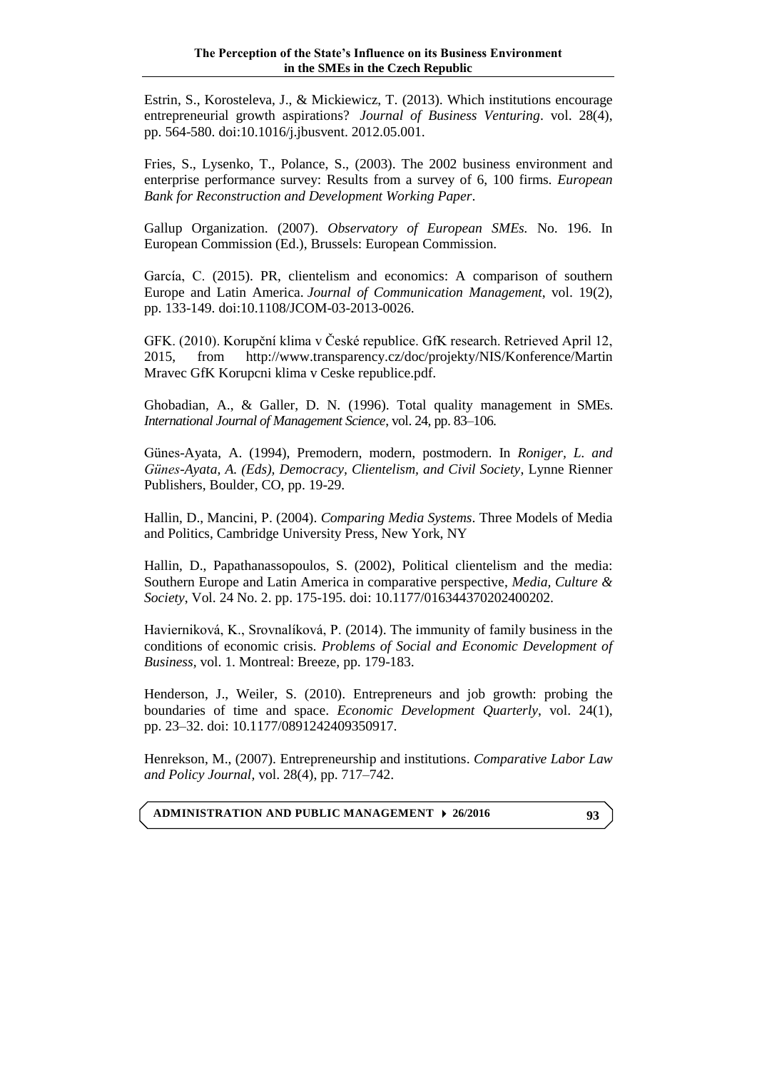Estrin, S., Korosteleva, J., & Mickiewicz, T. (2013). Which institutions encourage entrepreneurial growth aspirations? *Journal of Business Venturing*. vol. 28(4), pp. 564-580. doi:10.1016/j.jbusvent. 2012.05.001.

Fries, S., Lysenko, T., Polance, S., (2003). The 2002 business environment and enterprise performance survey: Results from a survey of 6, 100 firms. *European Bank for Reconstruction and Development Working Paper*.

Gallup Organization. (2007). *Observatory of European SMEs.* No. 196. In European Commission (Ed.), Brussels: European Commission.

García, C. (2015). PR, clientelism and economics: A comparison of southern Europe and Latin America. *Journal of Communication Management*, vol. 19(2), pp. 133-149. doi:10.1108/JCOM-03-2013-0026.

GFK. (2010). Korupční klima v České republice. GfK research. Retrieved April 12, 2015, from http://www.transparency.cz/doc/projekty/NIS/Konference/Martin Mravec GfK Korupcni klima v Ceske republice.pdf.

Ghobadian, A., & Galler, D. N. (1996). Total quality management in SMEs. *International Journal of Management Science*, vol. 24, pp. 83–106.

Günes-Ayata, A. (1994), Premodern, modern, postmodern. In *Roniger, L. and Günes-Ayata, A. (Eds), Democracy, Clientelism, and Civil Society*, Lynne Rienner Publishers, Boulder, CO, pp. 19-29.

Hallin, D., Mancini, P. (2004). *Comparing Media Systems*. Three Models of Media and Politics, Cambridge University Press, New York, NY

Hallin, D., Papathanassopoulos, S. (2002), Political clientelism and the media: Southern Europe and Latin America in comparative perspective, *Media, Culture & Society*, Vol. 24 No. 2. pp. 175-195. doi: 10.1177/016344370202400202.

Haviernikоvá, K., Srovnalíková, P. (2014). The immunity of family business in the conditions of economic crisis. *Problems of Social and Economic Development of Business*, vol. 1. Montreal: Breeze, pp. 179-183.

Henderson, J., Weiler, S. (2010). Entrepreneurs and job growth: probing the boundaries of time and space. *Economic Development Quarterly*, vol. 24(1), pp. 23–32. doi: 10.1177/0891242409350917.

Henrekson, M., (2007). Entrepreneurship and institutions. *Comparative Labor Law and Policy Journal*, vol. 28(4), pp. 717–742.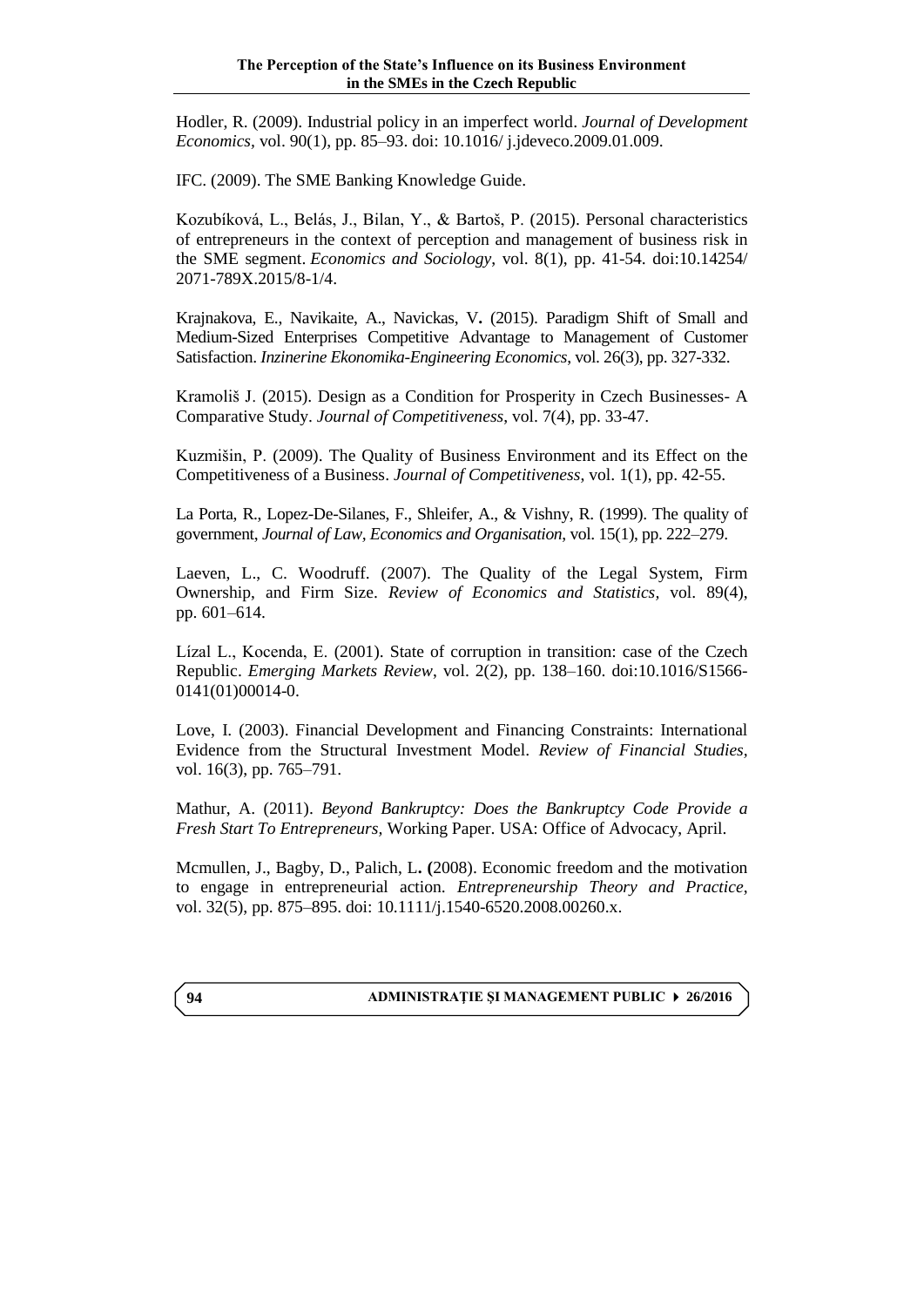Hodler, R. (2009). Industrial policy in an imperfect world. *Journal of Development Economics*, vol. 90(1), pp. 85–93. doi: 10.1016/ j.jdeveco.2009.01.009.

IFC. (2009). The SME Banking Knowledge Guide.

Kozubíková, L., Belás, J., Bilan, Y., & Bartoš, P. (2015). Personal characteristics of entrepreneurs in the context of perception and management of business risk in the SME segment. *Economics and Sociology*, vol. 8(1), pp. 41-54. doi:10.14254/ 2071-789X.2015/8-1/4.

Krajnakova, E., Navikaite, A., Navickas, V**.** (2015). Paradigm Shift of Small and Medium-Sized Enterprises Competitive Advantage to Management of Customer Satisfaction. *Inzinerine Ekonomika-Engineering Economics*, vol. 26(3), pp. 327-332.

Kramoliš J. (2015). Design as a Condition for Prosperity in Czech Businesses- A Comparative Study. *Journal of Competitiveness*, vol. 7(4), pp. 33-47.

Kuzmišin, P. (2009). The Quality of Business Environment and its Effect on the Competitiveness of a Business. *Journal of Competitiveness*, vol. 1(1), pp. 42-55.

La Porta, R., Lopez-De-Silanes, F., Shleifer, A., & Vishny, R. (1999). The quality of government, *Journal of Law, Economics and Organisation*, vol. 15(1), pp. 222–279.

Laeven, L., C. Woodruff. (2007). The Quality of the Legal System, Firm Ownership, and Firm Size. *Review of Economics and Statistics*, vol. 89(4), pp. 601–614.

Lízal L., Kocenda, E. (2001). State of corruption in transition: case of the Czech Republic. *Emerging Markets Review*, vol. 2(2), pp. 138–160. doi:10.1016/S1566-0141(01)00014-0.

Love, I. (2003). Financial Development and Financing Constraints: International Evidence from the Structural Investment Model. *Review of Financial Studies*, vol. 16(3), pp. 765–791.

Mathur, A. (2011). *Beyond Bankruptcy: Does the Bankruptcy Code Provide a Fresh Start To Entrepreneurs,* Working Paper. USA: Office of Advocacy, April.

Mcmullen, J., Bagby, D., Palich, L**. (**2008). Economic freedom and the motivation to engage in entrepreneurial action. *Entrepreneurship Theory and Practice*, vol. 32(5), pp. 875–895. doi: 10.1111/j.1540-6520.2008.00260.x.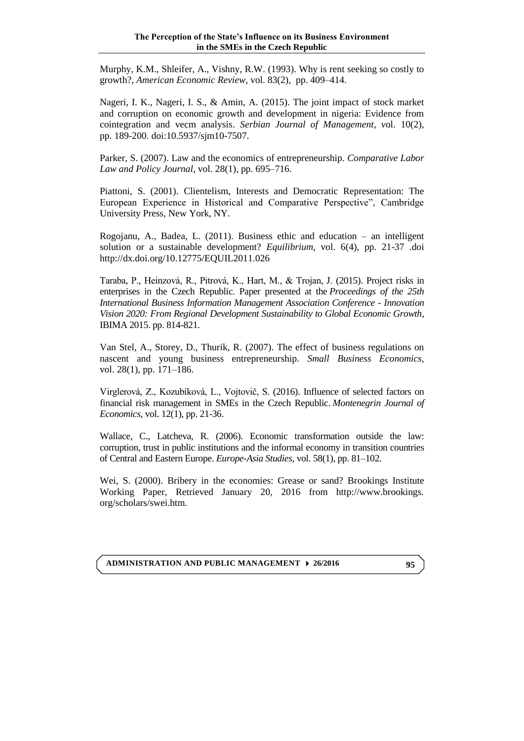Murphy, K.M., Shleifer, A., Vishny, R.W. (1993). Why is rent seeking so costly to growth?, *American Economic Review*, vol. 83(2), pp. 409–414.

Nageri, I. K., Nageri, I. S., & Amin, A. (2015). The joint impact of stock market and corruption on economic growth and development in nigeria: Evidence from cointegration and vecm analysis. *Serbian Journal of Management*, *v*ol. 10(2), pp. 189-200. doi:10.5937/sjm10-7507.

Parker, S. (2007). Law and the economics of entrepreneurship. *Comparative Labor Law and Policy Journal*, vol. 28(1), pp. 695–716.

Piattoni, S. (2001). Clientelism, Interests and Democratic Representation: The European Experience in Historical and Comparative Perspective", Cambridge University Press, New York, NY.

Rogojanu, A., Badea, L. (2011). Business ethic and education – an intelligent solution or a sustainable development? *Equilibrium*, vol. 6(4), pp. 21-37 .doi http://dx.doi.org/10.12775/EQUIL2011.026

Taraba, P., Heinzová, R., Pitrová, K., Hart, M., & Trojan, J. (2015). Project risks in enterprises in the Czech Republic. Paper presented at the *Proceedings of the 25th International Business Information Management Association Conference - Innovation Vision 2020: From Regional Development Sustainability to Global Economic Growth*, IBIMA 2015. pp. 814-821.

Van Stel, A., Storey, D., Thurik, R. (2007). The effect of business regulations on nascent and young business entrepreneurship. *Small Business Economics*, vol. 28(1), pp. 171–186.

Virglerová, Z., Kozubíková, L., Vojtovič, S. (2016). Influence of selected factors on financial risk management in SMEs in the Czech Republic. *Montenegrin Journal of Economics*, vol. 12(1), pp. 21-36.

Wallace, C., Latcheva, R. (2006). Economic transformation outside the law: corruption, trust in public institutions and the informal economy in transition countries of Central and Eastern Europe. *Europe-Asia Studies*, vol. 58(1), pp. 81–102.

Wei, S. (2000). Bribery in the economies: Grease or sand? Brookings Institute Working Paper, Retrieved January 20, 2016 from http://www.brookings. org/scholars/swei.htm.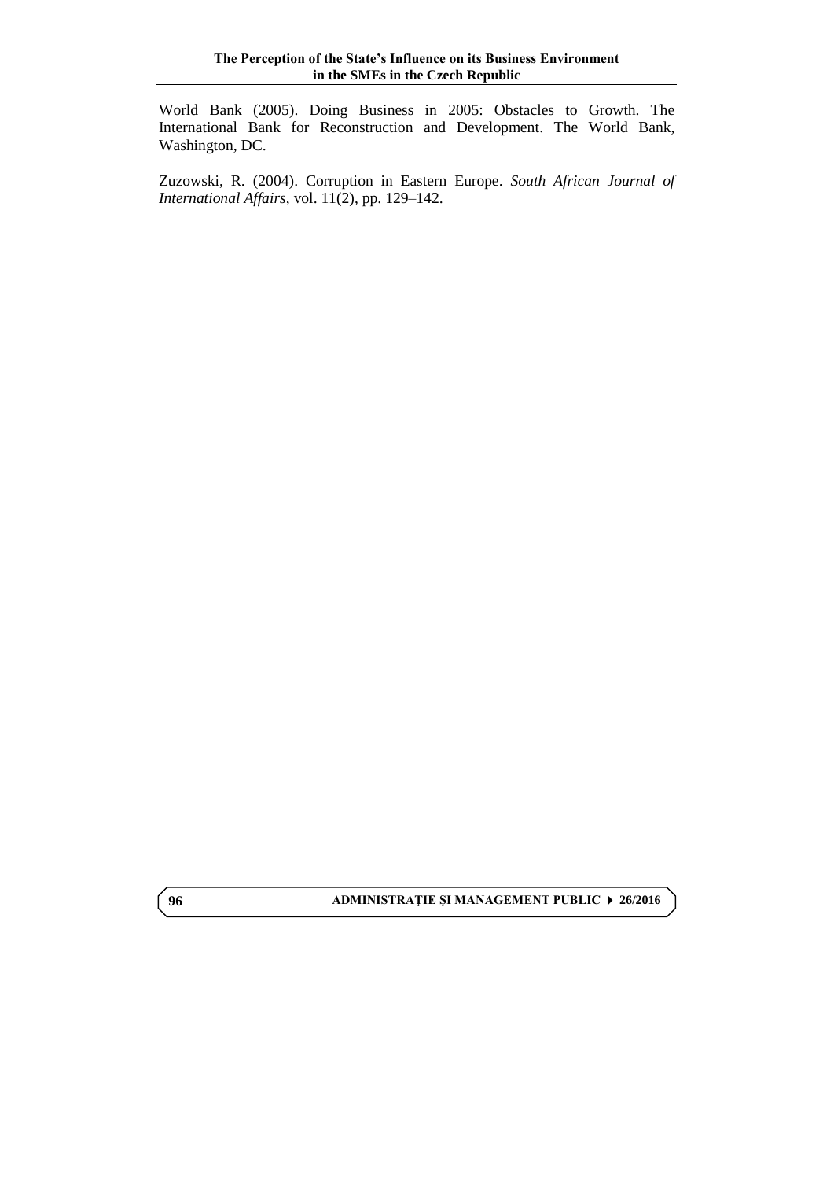World Bank (2005). Doing Business in 2005: Obstacles to Growth. The International Bank for Reconstruction and Development. The World Bank, Washington, DC.

Zuzowski, R. (2004). Corruption in Eastern Europe. *South African Journal of International Affairs*, vol. 11(2), pp. 129–142.